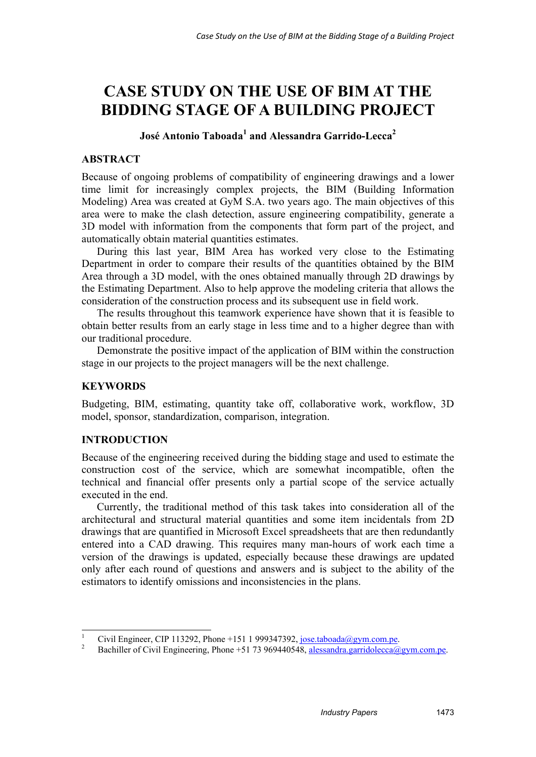# CASE STUDY ON THE USE OF BIM AT THE BIDDING STAGE OF A BUILDING PROJECT

**José Antonio Taboada[1] and Alessandra Garrido-Lecca[2]**

## ABSTRACT

Because of ongoing problems of compatibility of engineering drawings and a lower time limit for increasingly complex projects, the BIM (Building Information Modeling) Area was created at GyM S.A. two years ago. The main objectives of this area were to make the clash detection, assure engineering compatibility, generate a 3D model with information from the components that form part of the project, and automatically obtain material quantities estimates.

During this last year, BIM Area has worked very close to the Estimating Department in order to compare their results of the quantities obtained by the BIM Area through a 3D model, with the ones obtained manually through 2D drawings by the Estimating Department. Also to help approve the modeling criteria that allows the consideration of the construction process and its subsequent use in field work.

The results throughout this teamwork experience have shown that it is feasible to obtain better results from an early stage in less time and to a higher degree than with our traditional procedure.

Demonstrate the positive impact of the application of BIM within the construction stage in our projects to the project managers will be the next challenge.

## KEYWORDS

Budgeting, BIM, estimating, quantity take off, collaborative work, workflow, 3D model, sponsor, standardization, comparison, integration.

## INTRODUCTION

Because of the engineering received during the bidding stage and used to estimate the construction cost of the service, which are somewhat incompatible, often the technical and financial offer presents only a partial scope of the service actually executed in the end.

Currently, the traditional method of this task takes into consideration all of the architectural and structural material quantities and some item incidentals from 2D drawings that are quantified in Microsoft Excel spreadsheets that are then redundantly entered into a CAD drawing. This requires many man-hours of work each time a version of the drawings is updated, especially because these drawings are updated only after each round of questions and answers and is subject to the ability of the estimators to identify omissions and inconsistencies in the plans.

---

[1] Civil Engineer, CIP 113292, Phone +151 1 999347392, jose.taboada@gym.com.pe.

[2] Bachiller of Civil Engineering, Phone +51 73 969440548, alessandra.garridolecca@gym.com.pe.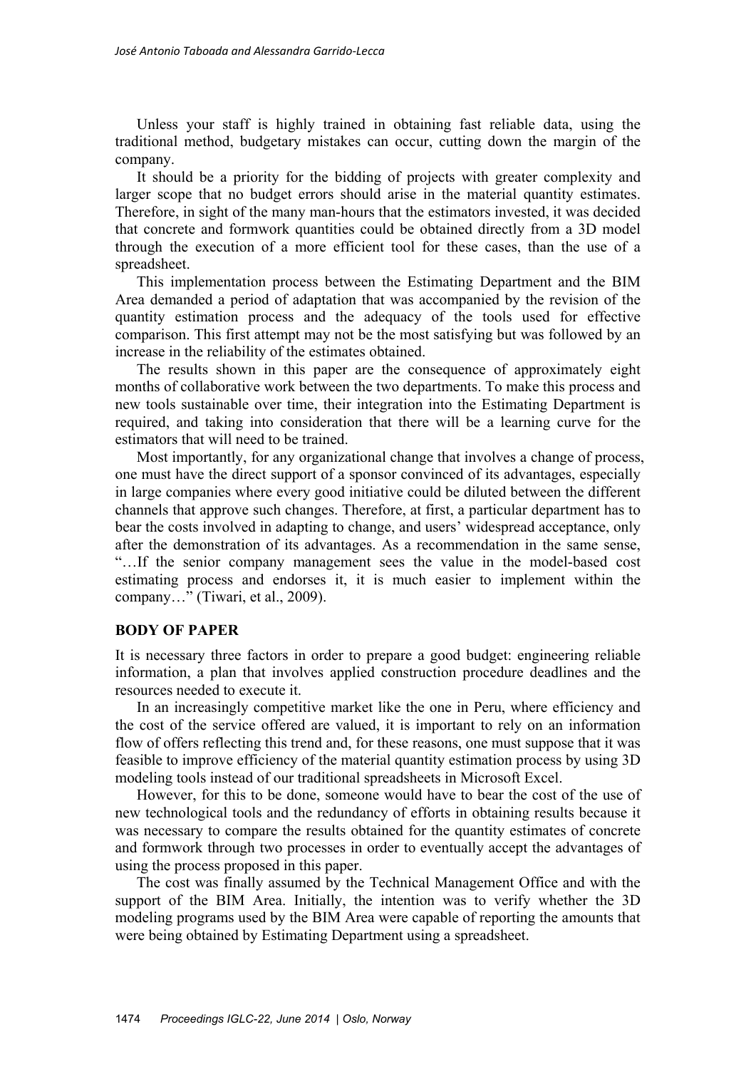Unless your staff is highly trained in obtaining fast reliable data, using the traditional method, budgetary mistakes can occur, cutting down the margin of the company.

It should be a priority for the bidding of projects with greater complexity and larger scope that no budget errors should arise in the material quantity estimates. Therefore, in sight of the many man-hours that the estimators invested, it was decided that concrete and formwork quantities could be obtained directly from a 3D model through the execution of a more efficient tool for these cases, than the use of a spreadsheet.

This implementation process between the Estimating Department and the BIM Area demanded a period of adaptation that was accompanied by the revision of the quantity estimation process and the adequacy of the tools used for effective comparison. This first attempt may not be the most satisfying but was followed by an increase in the reliability of the estimates obtained.

The results shown in this paper are the consequence of approximately eight months of collaborative work between the two departments. To make this process and new tools sustainable over time, their integration into the Estimating Department is required, and taking into consideration that there will be a learning curve for the estimators that will need to be trained.

Most importantly, for any organizational change that involves a change of process, one must have the direct support of a sponsor convinced of its advantages, especially in large companies where every good initiative could be diluted between the different channels that approve such changes. Therefore, at first, a particular department has to bear the costs involved in adapting to change, and users' widespread acceptance, only after the demonstration of its advantages. As a recommendation in the same sense, "…If the senior company management sees the value in the model-based cost estimating process and endorses it, it is much easier to implement within the company…" (Tiwari, et al., 2009).

## BODY OF PAPER

It is necessary three factors in order to prepare a good budget: engineering reliable information, a plan that involves applied construction procedure deadlines and the resources needed to execute it.

In an increasingly competitive market like the one in Peru, where efficiency and the cost of the service offered are valued, it is important to rely on an information flow of offers reflecting this trend and, for these reasons, one must suppose that it was feasible to improve efficiency of the material quantity estimation process by using 3D modeling tools instead of our traditional spreadsheets in Microsoft Excel.

However, for this to be done, someone would have to bear the cost of the use of new technological tools and the redundancy of efforts in obtaining results because it was necessary to compare the results obtained for the quantity estimates of concrete and formwork through two processes in order to eventually accept the advantages of using the process proposed in this paper.

The cost was finally assumed by the Technical Management Office and with the support of the BIM Area. Initially, the intention was to verify whether the 3D modeling programs used by the BIM Area were capable of reporting the amounts that were being obtained by Estimating Department using a spreadsheet.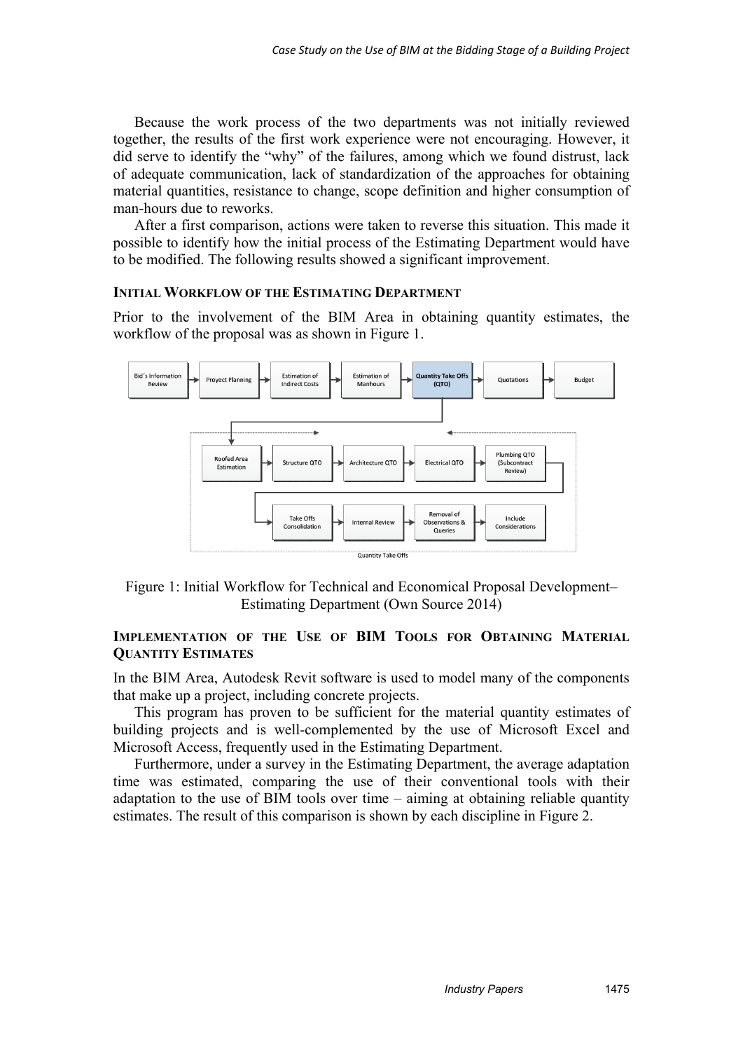Because the work process of the two departments was not initially reviewed together, the results of the first work experience were not encouraging. However, it did serve to identify the "why" of the failures, among which we found distrust, lack of adequate communication, lack of standardization of the approaches for obtaining material quantities, resistance to change, scope definition and higher consumption of man-hours due to reworks.

After a first comparison, actions were taken to reverse this situation. This made it possible to identify how the initial process of the Estimating Department would have to be modified. The following results showed a significant improvement.

## INITIAL WORKFLOW OF THE ESTIMATING DEPARTMENT

Prior to the involvement of the BIM Area in obtaining quantity estimates, the workflow of the proposal was as shown in Figure 1.

Figure 1: Initial Workflow for Technical and Economical Proposal Development– Estimating Department (Own Source 2014)

## IMPLEMENTATION OF THE USE OF BIM TOOLS FOR OBTAINING MATERIAL QUANTITY ESTIMATES

In the BIM Area, Autodesk Revit software is used to model many of the components that make up a project, including concrete projects.

This program has proven to be sufficient for the material quantity estimates of building projects and is well-complemented by the use of Microsoft Excel and Microsoft Access, frequently used in the Estimating Department.

Furthermore, under a survey in the Estimating Department, the average adaptation time was estimated, comparing the use of their conventional tools with their adaptation to the use of BIM tools over time – aiming at obtaining reliable quantity estimates. The result of this comparison is shown by each discipline in Figure 2.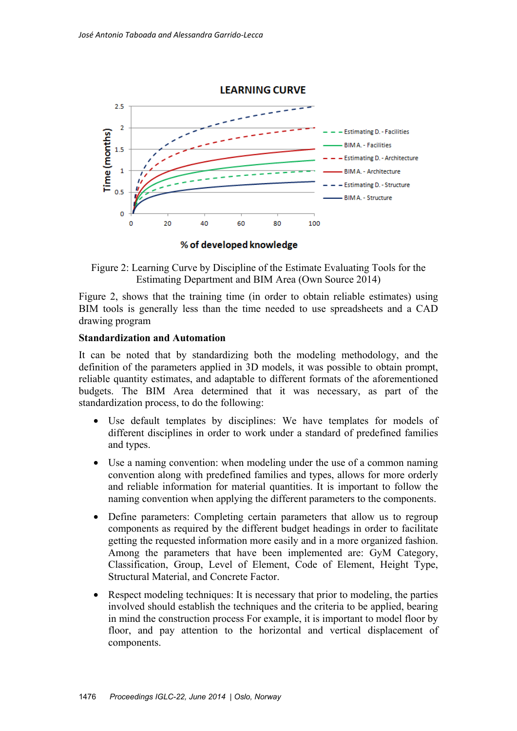Figure 2: Learning Curve by Discipline of the Estimate Evaluating Tools for the Estimating Department and BIM Area (Own Source 2014)

Figure 2, shows that the training time (in order to obtain reliable estimates) using BIM tools is generally less than the time needed to use spreadsheets and a CAD drawing program

### Standardization and Automation

It can be noted that by standardizing both the modeling methodology, and the definition of the parameters applied in 3D models, it was possible to obtain prompt, reliable quantity estimates, and adaptable to different formats of the aforementioned budgets. The BIM Area determined that it was necessary, as part of the standardization process, to do the following:

- Use default templates by disciplines: We have templates for models of different disciplines in order to work under a standard of predefined families and types.
- Use a naming convention: when modeling under the use of a common naming convention along with predefined families and types, allows for more orderly and reliable information for material quantities. It is important to follow the naming convention when applying the different parameters to the components.
- Define parameters: Completing certain parameters that allow us to regroup components as required by the different budget headings in order to facilitate getting the requested information more easily and in a more organized fashion. Among the parameters that have been implemented are: GyM Category, Classification, Group, Level of Element, Code of Element, Height Type, Structural Material, and Concrete Factor.
- Respect modeling techniques: It is necessary that prior to modeling, the parties involved should establish the techniques and the criteria to be applied, bearing in mind the construction process For example, it is important to model floor by floor, and pay attention to the horizontal and vertical displacement of components.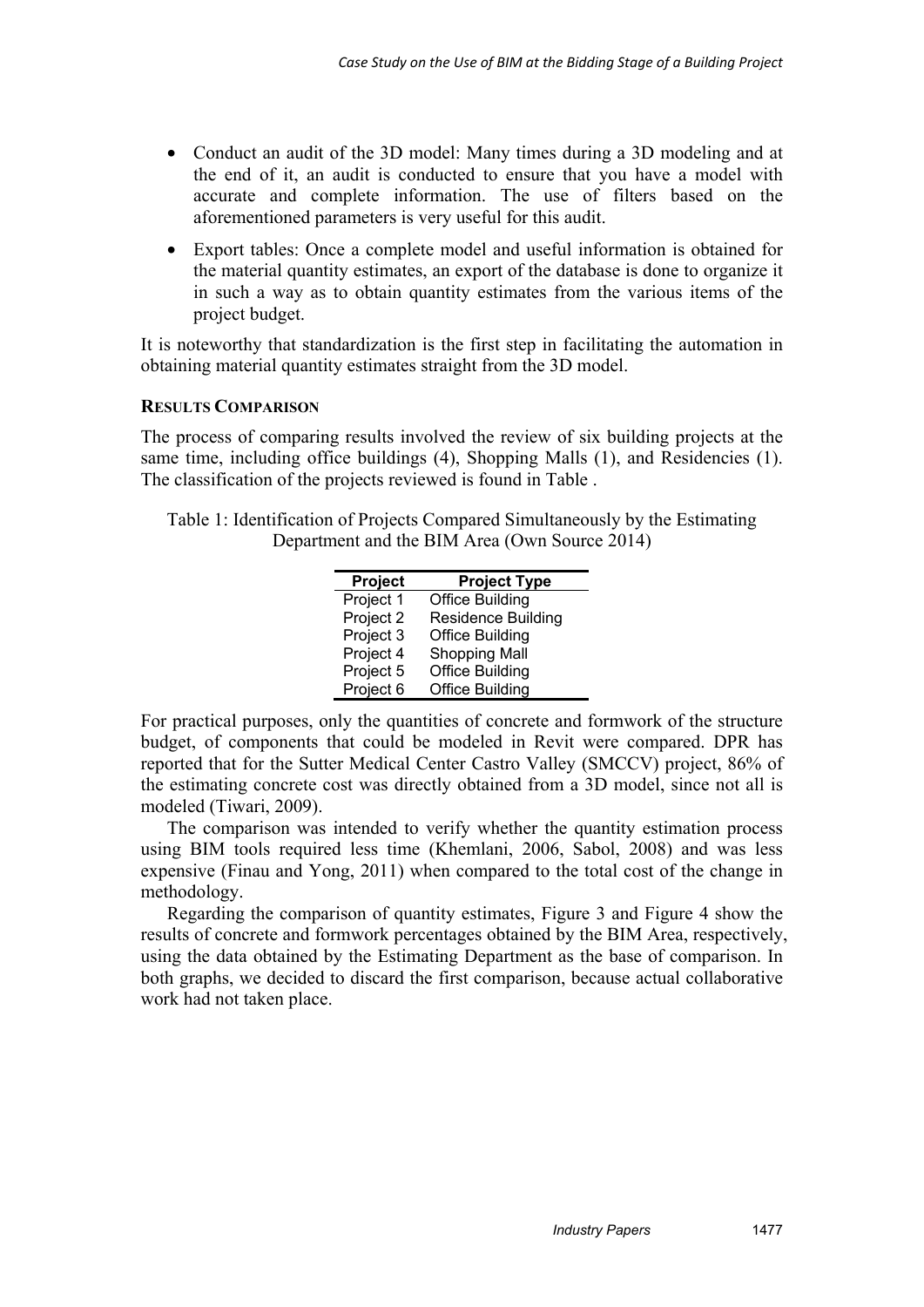- Conduct an audit of the 3D model: Many times during a 3D modeling and at the end of it, an audit is conducted to ensure that you have a model with accurate and complete information. The use of filters based on the aforementioned parameters is very useful for this audit.
- Export tables: Once a complete model and useful information is obtained for the material quantity estimates, an export of the database is done to organize it in such a way as to obtain quantity estimates from the various items of the project budget.

It is noteworthy that standardization is the first step in facilitating the automation in obtaining material quantity estimates straight from the 3D model.

### RESULTS COMPARISON

The process of comparing results involved the review of six building projects at the same time, including office buildings (4), Shopping Malls (1), and Residencies (1). The classification of the projects reviewed is found in Table .

Table 1: Identification of Projects Compared Simultaneously by the Estimating Department and the BIM Area (Own Source 2014)

| Project | Project Type |
| --- | --- |
| Project 1 | Office Building |
| Project 2 | Residence Building |
| Project 3 | Office Building |
| Project 4 | Shopping Mall |
| Project 5 | Office Building |
| Project 6 | Office Building |

For practical purposes, only the quantities of concrete and formwork of the structure budget, of components that could be modeled in Revit were compared. DPR has reported that for the Sutter Medical Center Castro Valley (SMCCV) project, 86% of the estimating concrete cost was directly obtained from a 3D model, since not all is modeled (Tiwari, 2009).

The comparison was intended to verify whether the quantity estimation process using BIM tools required less time (Khemlani, 2006, Sabol, 2008) and was less expensive (Finau and Yong, 2011) when compared to the total cost of the change in methodology.

Regarding the comparison of quantity estimates, Figure 3 and Figure 4 show the results of concrete and formwork percentages obtained by the BIM Area, respectively, using the data obtained by the Estimating Department as the base of comparison. In both graphs, we decided to discard the first comparison, because actual collaborative work had not taken place.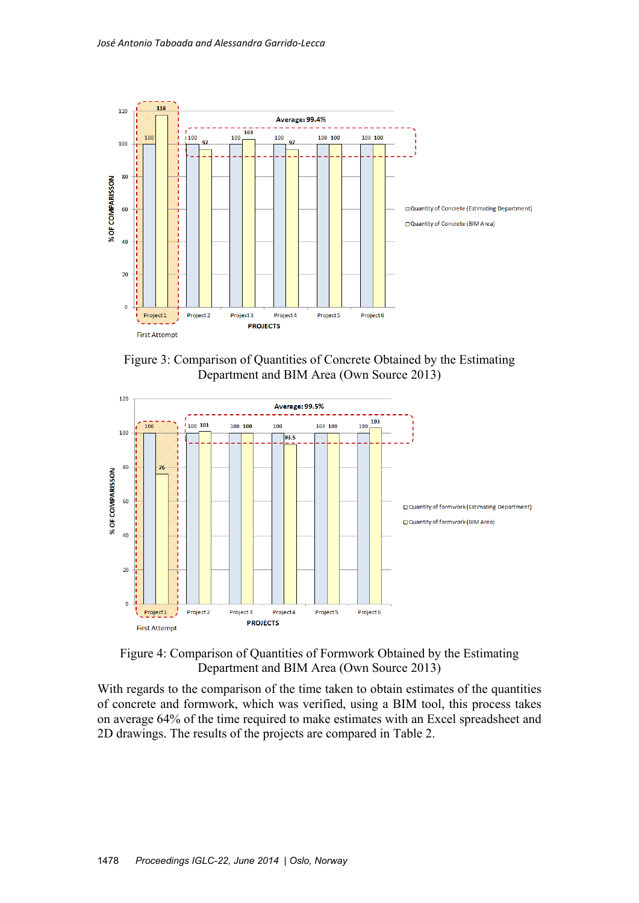Figure 3: Comparison of Quantities of Concrete Obtained by the Estimating Department and BIM Area (Own Source 2013)

Figure 4: Comparison of Quantities of Formwork Obtained by the Estimating Department and BIM Area (Own Source 2013)

With regards to the comparison of the time taken to obtain estimates of the quantities of concrete and formwork, which was verified, using a BIM tool, this process takes on average 64% of the time required to make estimates with an Excel spreadsheet and 2D drawings. The results of the projects are compared in Table 2.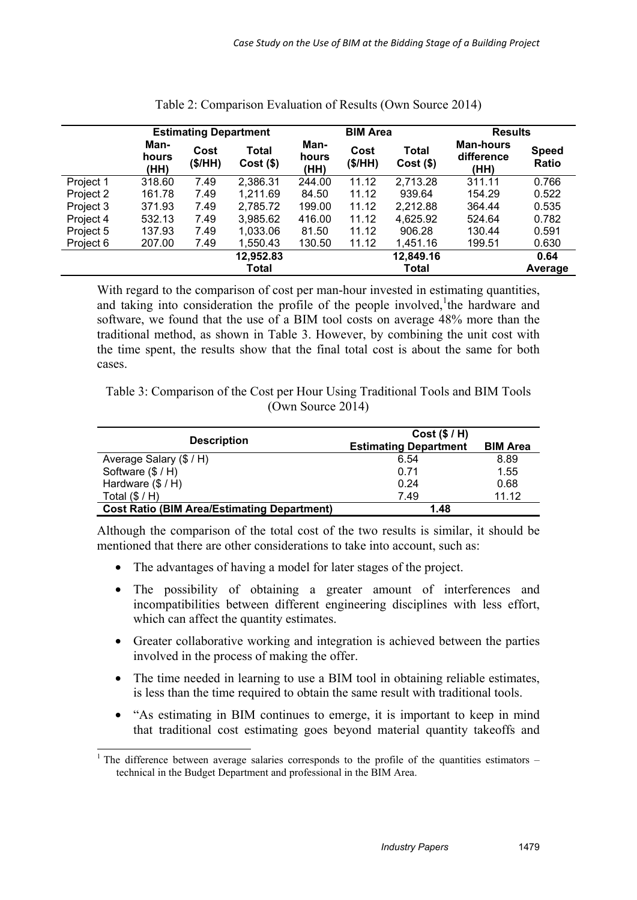Table 2: Comparison Evaluation of Results (Own Source 2014)

| | Estimating Department | | | BIM Area | | | Results | |
|---|---|---|---|---|---|---|---|---|
| | Man-hours (HH) | Cost ($/HH) | Total Cost ($) | Man-hours (HH) | Cost ($/HH) | Total Cost ($) | Man-hours difference (HH) | Speed Ratio |
| Project 1 | 318.60 | 7.49 | 2,386.31 | 244.00 | 11.12 | 2,713.28 | 311.11 | 0.766 |
| Project 2 | 161.78 | 7.49 | 1,211.69 | 84.50 | 11.12 | 939.64 | 154.29 | 0.522 |
| Project 3 | 371.93 | 7.49 | 2,785.72 | 199.00 | 11.12 | 2,212.88 | 364.44 | 0.535 |
| Project 4 | 532.13 | 7.49 | 3,985.62 | 416.00 | 11.12 | 4,625.92 | 524.64 | 0.782 |
| Project 5 | 137.93 | 7.49 | 1,033.06 | 81.50 | 11.12 | 906.28 | 130.44 | 0.591 |
| Project 6 | 207.00 | 7.49 | 1,550.43 | 130.50 | 11.12 | 1,451.16 | 199.51 | 0.630 |
| | | | 12,952.83 Total | | | 12,849.16 Total | | 0.64 Average |

With regard to the comparison of cost per man-hour invested in estimating quantities, and taking into consideration the profile of the people involved,[1] the hardware and software, we found that the use of a BIM tool costs on average 48% more than the traditional method, as shown in Table 3. However, by combining the unit cost with the time spent, the results show that the final total cost is about the same for both cases.

Table 3: Comparison of the Cost per Hour Using Traditional Tools and BIM Tools (Own Source 2014)

| Description | Cost ($ / H) | |
|---|---|---|
| | Estimating Department | BIM Area |
| Average Salary ($ / H) | 6.54 | 8.89 |
| Software ($ / H) | 0.71 | 1.55 |
| Hardware ($ / H) | 0.24 | 0.68 |
| Total ($ / H) | 7.49 | 11.12 |
| **Cost Ratio (BIM Area/Estimating Department)** | **1.48** | |

Although the comparison of the total cost of the two results is similar, it should be mentioned that there are other considerations to take into account, such as:

- The advantages of having a model for later stages of the project.
- The possibility of obtaining a greater amount of interferences and incompatibilities between different engineering disciplines with less effort, which can affect the quantity estimates.
- Greater collaborative working and integration is achieved between the parties involved in the process of making the offer.
- The time needed in learning to use a BIM tool in obtaining reliable estimates, is less than the time required to obtain the same result with traditional tools.
- "As estimating in BIM continues to emerge, it is important to keep in mind that traditional cost estimating goes beyond material quantity takeoffs and

[1] The difference between average salaries corresponds to the profile of the quantities estimators – technical in the Budget Department and professional in the BIM Area.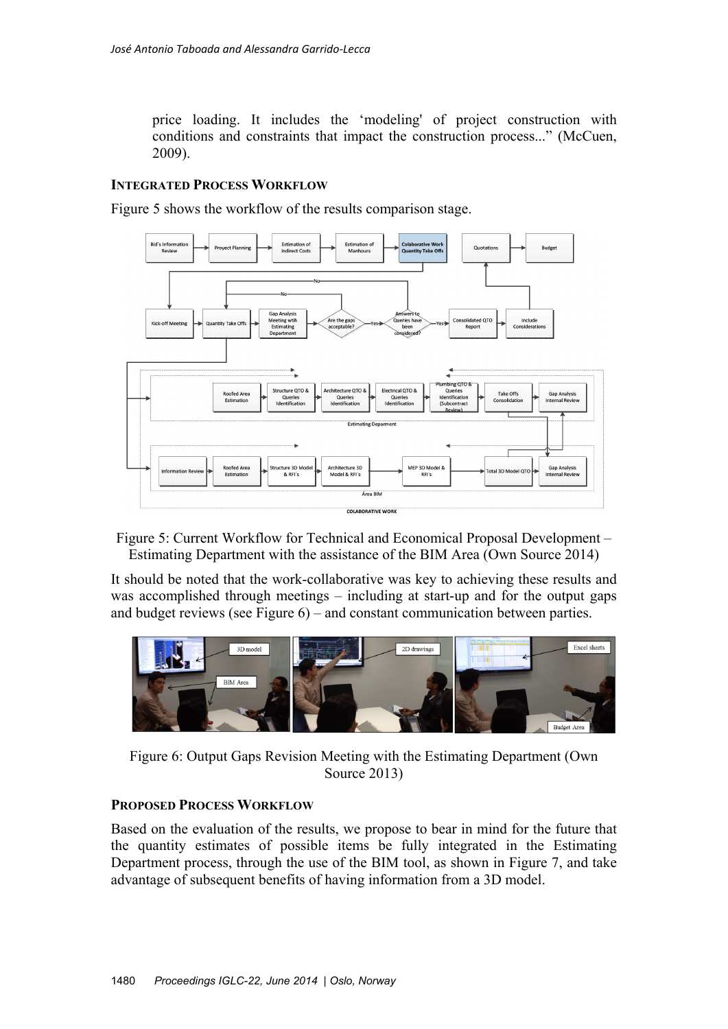price loading. It includes the 'modeling' of project construction with conditions and constraints that impact the construction process..." (McCuen, 2009).

### INTEGRATED PROCESS WORKFLOW

Figure 5 shows the workflow of the results comparison stage.

Figure 5: Current Workflow for Technical and Economical Proposal Development – Estimating Department with the assistance of the BIM Area (Own Source 2014)

It should be noted that the work-collaborative was key to achieving these results and was accomplished through meetings – including at start-up and for the output gaps and budget reviews (see Figure 6) – and constant communication between parties.

Figure 6: Output Gaps Revision Meeting with the Estimating Department (Own Source 2013)

### PROPOSED PROCESS WORKFLOW

Based on the evaluation of the results, we propose to bear in mind for the future that the quantity estimates of possible items be fully integrated in the Estimating Department process, through the use of the BIM tool, as shown in Figure 7, and take advantage of subsequent benefits of having information from a 3D model.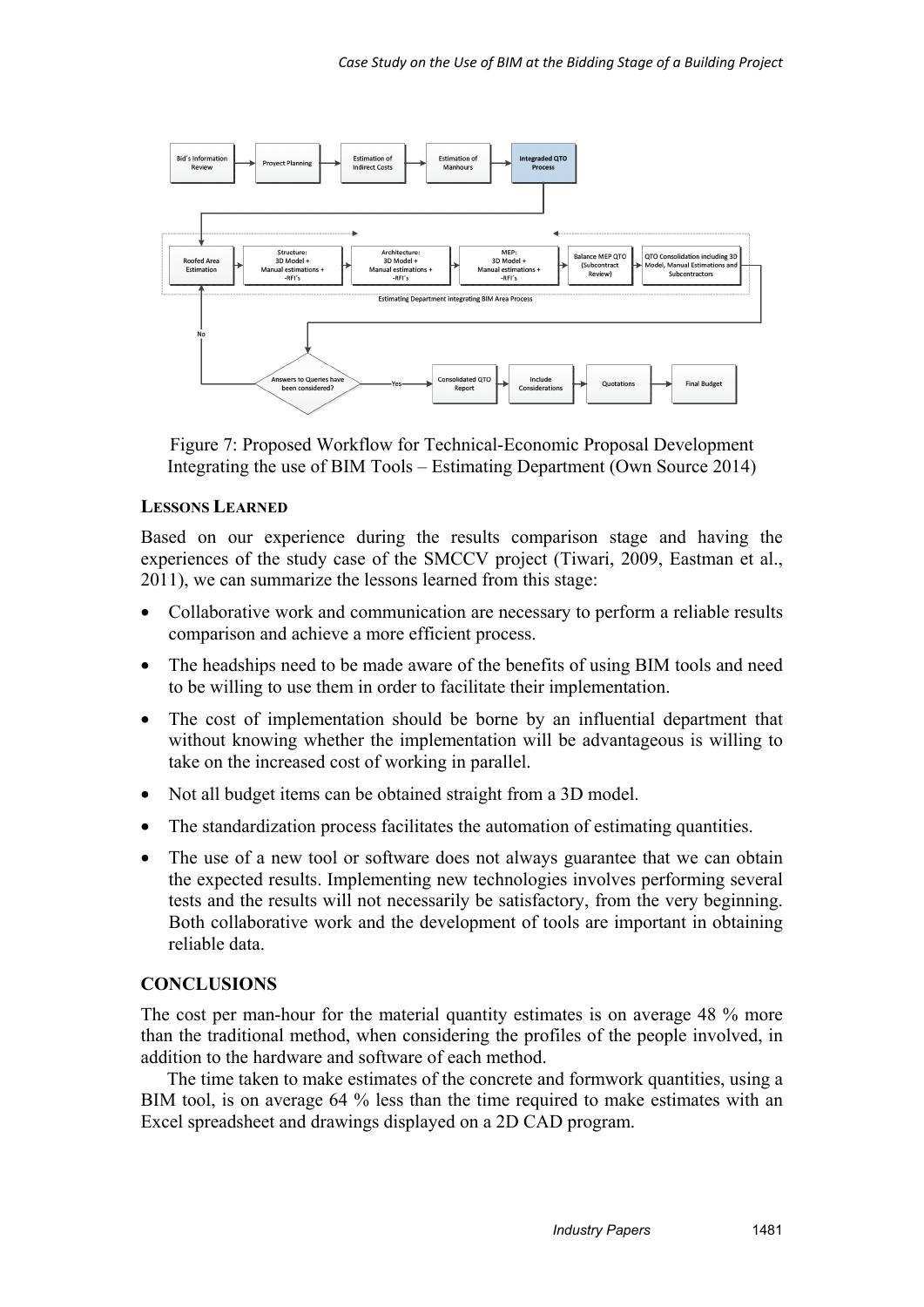Figure 7: Proposed Workflow for Technical-Economic Proposal Development Integrating the use of BIM Tools – Estimating Department (Own Source 2014)

## LESSONS LEARNED

Based on our experience during the results comparison stage and having the experiences of the study case of the SMCCV project (Tiwari, 2009, Eastman et al., 2011), we can summarize the lessons learned from this stage:

- Collaborative work and communication are necessary to perform a reliable results comparison and achieve a more efficient process.
- The headships need to be made aware of the benefits of using BIM tools and need to be willing to use them in order to facilitate their implementation.
- The cost of implementation should be borne by an influential department that without knowing whether the implementation will be advantageous is willing to take on the increased cost of working in parallel.
- Not all budget items can be obtained straight from a 3D model.
- The standardization process facilitates the automation of estimating quantities.
- The use of a new tool or software does not always guarantee that we can obtain the expected results. Implementing new technologies involves performing several tests and the results will not necessarily be satisfactory, from the very beginning. Both collaborative work and the development of tools are important in obtaining reliable data.

## CONCLUSIONS

The cost per man-hour for the material quantity estimates is on average 48 % more than the traditional method, when considering the profiles of the people involved, in addition to the hardware and software of each method.

The time taken to make estimates of the concrete and formwork quantities, using a BIM tool, is on average 64 % less than the time required to make estimates with an Excel spreadsheet and drawings displayed on a 2D CAD program.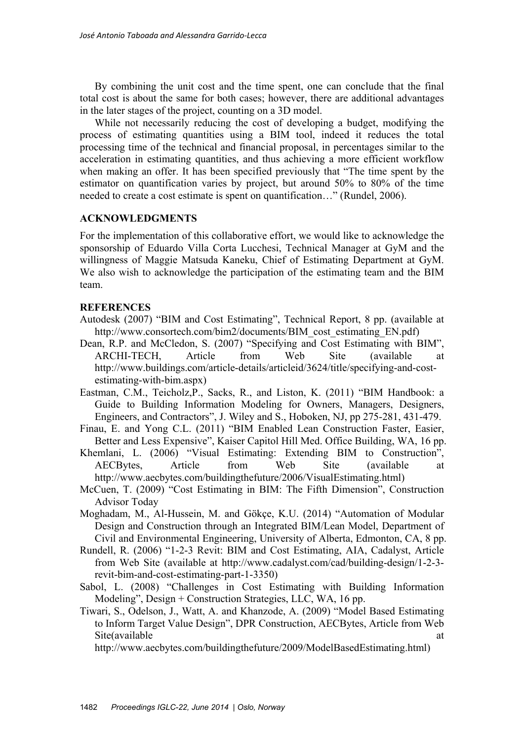By combining the unit cost and the time spent, one can conclude that the final total cost is about the same for both cases; however, there are additional advantages in the later stages of the project, counting on a 3D model.

While not necessarily reducing the cost of developing a budget, modifying the process of estimating quantities using a BIM tool, indeed it reduces the total processing time of the technical and financial proposal, in percentages similar to the acceleration in estimating quantities, and thus achieving a more efficient workflow when making an offer. It has been specified previously that "The time spent by the estimator on quantification varies by project, but around 50% to 80% of the time needed to create a cost estimate is spent on quantification…" (Rundel, 2006).

## ACKNOWLEDGMENTS

For the implementation of this collaborative effort, we would like to acknowledge the sponsorship of Eduardo Villa Corta Lucchesi, Technical Manager at GyM and the willingness of Maggie Matsuda Kaneku, Chief of Estimating Department at GyM. We also wish to acknowledge the participation of the estimating team and the BIM team.

## REFERENCES

Autodesk (2007) "BIM and Cost Estimating", Technical Report, 8 pp. (available at http://www.consortech.com/bim2/documents/BIM_cost_estimating_EN.pdf)

Dean, R.P. and McCledon, S. (2007) "Specifying and Cost Estimating with BIM", ARCHI-TECH, Article from Web Site (available at http://www.buildings.com/article-details/articleid/3624/title/specifying-and-cost-estimating-with-bim.aspx)

Eastman, C.M., Teicholz,P., Sacks, R., and Liston, K. (2011) "BIM Handbook: a Guide to Building Information Modeling for Owners, Managers, Designers, Engineers, and Contractors", J. Wiley and S., Hoboken, NJ, pp 275-281, 431-479.

Finau, E. and Yong C.L. (2011) "BIM Enabled Lean Construction Faster, Easier, Better and Less Expensive", Kaiser Capitol Hill Med. Office Building, WA, 16 pp.

Khemlani, L. (2006) "Visual Estimating: Extending BIM to Construction", AECBytes, Article from Web Site (available at http://www.aecbytes.com/buildingthefuture/2006/VisualEstimating.html)

McCuen, T. (2009) "Cost Estimating in BIM: The Fifth Dimension", Construction Advisor Today

Moghadam, M., Al-Hussein, M. and Gökçe, K.U. (2014) "Automation of Modular Design and Construction through an Integrated BIM/Lean Model, Department of Civil and Environmental Engineering, University of Alberta, Edmonton, CA, 8 pp.

Rundell, R. (2006) "1-2-3 Revit: BIM and Cost Estimating, AIA, Cadalyst, Article from Web Site (available at http://www.cadalyst.com/cad/building-design/1-2-3-revit-bim-and-cost-estimating-part-1-3350)

Sabol, L. (2008) "Challenges in Cost Estimating with Building Information Modeling", Design + Construction Strategies, LLC, WA, 16 pp.

Tiwari, S., Odelson, J., Watt, A. and Khanzode, A. (2009) "Model Based Estimating to Inform Target Value Design", DPR Construction, AECBytes, Article from Web Site(available at http://www.aecbytes.com/buildingthefuture/2009/ModelBasedEstimating.html)